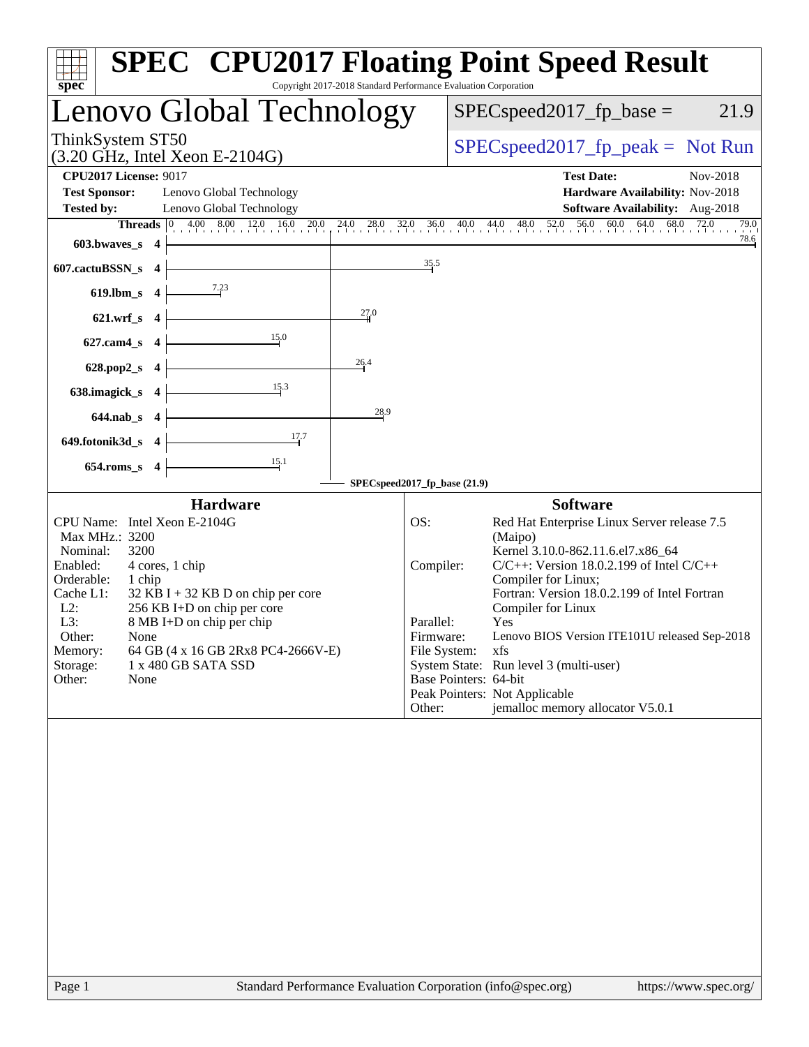# SPEC CPU2017 Floating Point Speed Result

Copyright 2017-2018 Standard Performance Evaluation Corporation

## Lenovo Global Technology

ThinkSystem ST50
(3.20 GHz, Intel Xeon E-2104G)

SPECspeed2017_fp_base = 21.9

SPECspeed2017_fp_peak = Not Run

**CPU2017 License:** 9017
**Test Sponsor:** Lenovo Global Technology
**Tested by:** Lenovo Global Technology

**Test Date:** Nov-2018
**Hardware Availability:** Nov-2018
**Software Availability:** Aug-2018

| Benchmark | Threads | Base Ratio |
|---|---|---|
| 603.bwaves_s | 4 | 78.6 |
| 607.cactuBSSN_s | 4 | 35.5 |
| 619.lbm_s | 4 | 7.23 |
| 621.wrf_s | 4 | 27.0 |
| 627.cam4_s | 4 | 15.0 |
| 628.pop2_s | 4 | 26.4 |
| 638.imagick_s | 4 | 15.3 |
| 644.nab_s | 4 | 28.9 |
| 649.fotonik3d_s | 4 | 17.7 |
| 654.roms_s | 4 | 15.1 |

SPECspeed2017_fp_base (21.9)

### Hardware

| | |
|---|---|
| CPU Name: | Intel Xeon E-2104G |
| Max MHz.: | 3200 |
| Nominal: | 3200 |
| Enabled: | 4 cores, 1 chip |
| Orderable: | 1 chip |
| Cache L1: | 32 KB I + 32 KB D on chip per core |
| L2: | 256 KB I+D on chip per core |
| L3: | 8 MB I+D on chip per chip |
| Other: | None |
| Memory: | 64 GB (4 x 16 GB 2Rx8 PC4-2666V-E) |
| Storage: | 1 x 480 GB SATA SSD |
| Other: | None |

### Software

| | |
|---|---|
| OS: | Red Hat Enterprise Linux Server release 7.5 (Maipo) Kernel 3.10.0-862.11.6.el7.x86_64 |
| Compiler: | C/C++: Version 18.0.2.199 of Intel C/C++ Compiler for Linux; Fortran: Version 18.0.2.199 of Intel Fortran Compiler for Linux |
| Parallel: | Yes |
| Firmware: | Lenovo BIOS Version ITE101U released Sep-2018 |
| File System: | xfs |
| System State: | Run level 3 (multi-user) |
| Base Pointers: | 64-bit |
| Peak Pointers: | Not Applicable |
| Other: | jemalloc memory allocator V5.0.1 |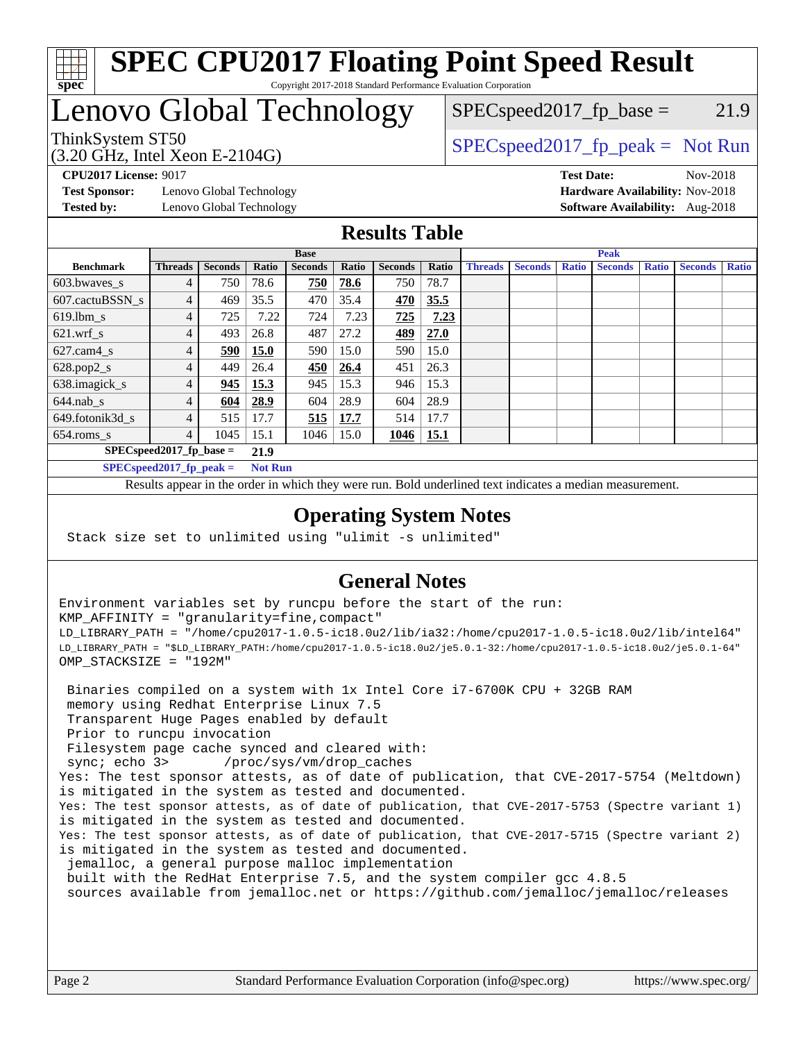# SPEC CPU2017 Floating Point Speed Result

Copyright 2017-2018 Standard Performance Evaluation Corporation

# Lenovo Global Technology

ThinkSystem ST50
(3.20 GHz, Intel Xeon E-2104G)

SPECspeed2017_fp_base = 21.9

SPECspeed2017_fp_peak = Not Run

**CPU2017 License:** 9017
**Test Sponsor:** Lenovo Global Technology
**Tested by:** Lenovo Global Technology

**Test Date:** Nov-2018
**Hardware Availability:** Nov-2018
**Software Availability:** Aug-2018

## Results Table

| | Base | | | | | | | Peak | | | | | | |
|---|---|---|---|---|---|---|---|---|---|---|---|---|---|---|
| **Benchmark** | **Threads** | **Seconds** | **Ratio** | **Seconds** | **Ratio** | **Seconds** | **Ratio** | **Threads** | **Seconds** | **Ratio** | **Seconds** | **Ratio** | **Seconds** | **Ratio** |
| 603.bwaves_s | 4 | 750 | 78.6 | **750** | **78.6** | 750 | 78.7 | | | | | | | |
| 607.cactuBSSN_s | 4 | 469 | 35.5 | 470 | 35.4 | **470** | **35.5** | | | | | | | |
| 619.lbm_s | 4 | 725 | 7.22 | 724 | 7.23 | **725** | **7.23** | | | | | | | |
| 621.wrf_s | 4 | 493 | 26.8 | 487 | 27.2 | **489** | **27.0** | | | | | | | |
| 627.cam4_s | 4 | **590** | **15.0** | 590 | 15.0 | 590 | 15.0 | | | | | | | |
| 628.pop2_s | 4 | 449 | 26.4 | **450** | **26.4** | 451 | 26.3 | | | | | | | |
| 638.imagick_s | 4 | **945** | **15.3** | 945 | 15.3 | 946 | 15.3 | | | | | | | |
| 644.nab_s | 4 | **604** | **28.9** | 604 | 28.9 | 604 | 28.9 | | | | | | | |
| 649.fotonik3d_s | 4 | 515 | 17.7 | **515** | **17.7** | 514 | 17.7 | | | | | | | |
| 654.roms_s | 4 | 1045 | 15.1 | 1046 | 15.0 | **1046** | **15.1** | | | | | | | |

**SPECspeed2017_fp_base =** **21.9**

**SPECspeed2017_fp_peak =** **Not Run**

Results appear in the order in which they were run. Bold underlined text indicates a median measurement.

## Operating System Notes

```
Stack size set to unlimited using "ulimit -s unlimited"
```

## General Notes

```
Environment variables set by runcpu before the start of the run:
KMP_AFFINITY = "granularity=fine,compact"
LD_LIBRARY_PATH = "/home/cpu2017-1.0.5-ic18.0u2/lib/ia32:/home/cpu2017-1.0.5-ic18.0u2/lib/intel64"
LD_LIBRARY_PATH = "$LD_LIBRARY_PATH:/home/cpu2017-1.0.5-ic18.0u2/je5.0.1-32:/home/cpu2017-1.0.5-ic18.0u2/je5.0.1-64"
OMP_STACKSIZE = "192M"

 Binaries compiled on a system with 1x Intel Core i7-6700K CPU + 32GB RAM
 memory using Redhat Enterprise Linux 7.5
 Transparent Huge Pages enabled by default
 Prior to runcpu invocation
 Filesystem page cache synced and cleared with:
 sync; echo 3>       /proc/sys/vm/drop_caches
Yes: The test sponsor attests, as of date of publication, that CVE-2017-5754 (Meltdown)
is mitigated in the system as tested and documented.
Yes: The test sponsor attests, as of date of publication, that CVE-2017-5753 (Spectre variant 1)
is mitigated in the system as tested and documented.
Yes: The test sponsor attests, as of date of publication, that CVE-2017-5715 (Spectre variant 2)
is mitigated in the system as tested and documented.
 jemalloc, a general purpose malloc implementation
 built with the RedHat Enterprise 7.5, and the system compiler gcc 4.8.5
 sources available from jemalloc.net or https://github.com/jemalloc/jemalloc/releases
```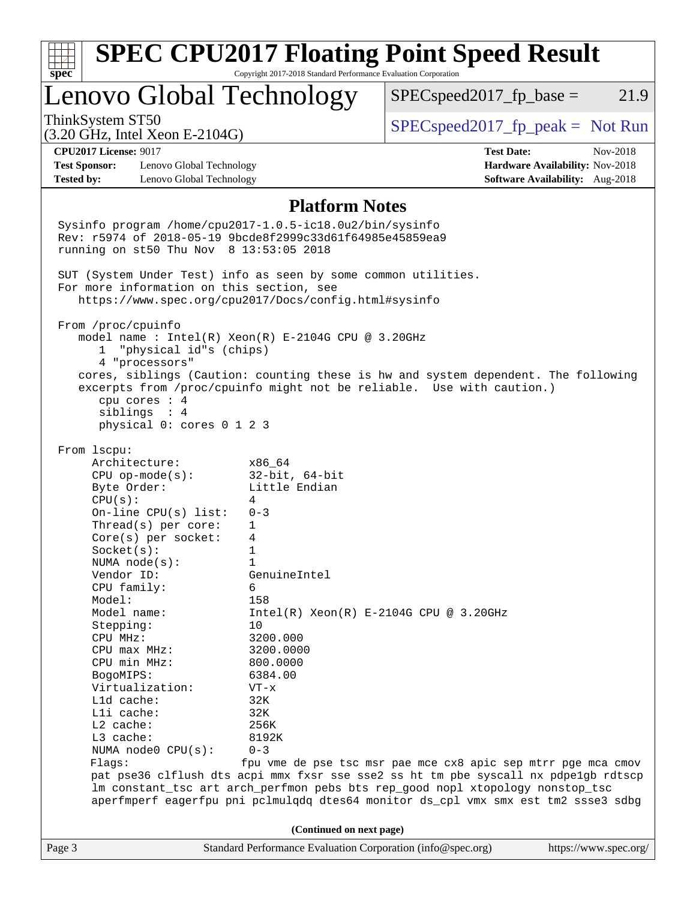# SPEC CPU2017 Floating Point Speed Result

Copyright 2017-2018 Standard Performance Evaluation Corporation

## Lenovo Global Technology

ThinkSystem ST50
(3.20 GHz, Intel Xeon E-2104G)

SPECspeed2017_fp_base = 21.9

SPECspeed2017_fp_peak = Not Run

**CPU2017 License:** 9017
**Test Sponsor:** Lenovo Global Technology
**Tested by:** Lenovo Global Technology

**Test Date:** Nov-2018
**Hardware Availability:** Nov-2018
**Software Availability:** Aug-2018

### Platform Notes

```
Sysinfo program /home/cpu2017-1.0.5-ic18.0u2/bin/sysinfo
Rev: r5974 of 2018-05-19 9bcde8f2999c33d61f64985e45859ea9
running on st50 Thu Nov  8 13:53:05 2018

SUT (System Under Test) info as seen by some common utilities.
For more information on this section, see
   https://www.spec.org/cpu2017/Docs/config.html#sysinfo

From /proc/cpuinfo
   model name : Intel(R) Xeon(R) E-2104G CPU @ 3.20GHz
      1  "physical id"s (chips)
      4 "processors"
   cores, siblings (Caution: counting these is hw and system dependent. The following
   excerpts from /proc/cpuinfo might not be reliable.  Use with caution.)
      cpu cores : 4
      siblings  : 4
      physical 0: cores 0 1 2 3

From lscpu:
     Architecture:          x86_64
     CPU op-mode(s):        32-bit, 64-bit
     Byte Order:            Little Endian
     CPU(s):                4
     On-line CPU(s) list:   0-3
     Thread(s) per core:    1
     Core(s) per socket:    4
     Socket(s):             1
     NUMA node(s):          1
     Vendor ID:             GenuineIntel
     CPU family:            6
     Model:                 158
     Model name:            Intel(R) Xeon(R) E-2104G CPU @ 3.20GHz
     Stepping:              10
     CPU MHz:               3200.000
     CPU max MHz:           3200.0000
     CPU min MHz:           800.0000
     BogoMIPS:              6384.00
     Virtualization:        VT-x
     L1d cache:             32K
     L1i cache:             32K
     L2 cache:              256K
     L3 cache:              8192K
     NUMA node0 CPU(s):     0-3
     Flags:                 fpu vme de pse tsc msr pae mce cx8 apic sep mtrr pge mca cmov
     pat pse36 clflush dts acpi mmx fxsr sse sse2 ss ht tm pbe syscall nx pdpe1gb rdtscp
     lm constant_tsc art arch_perfmon pebs bts rep_good nopl xtopology nonstop_tsc
     aperfmperf eagerfpu pni pclmulqdq dtes64 monitor ds_cpl vmx smx est tm2 ssse3 sdbg
```

(Continued on next page)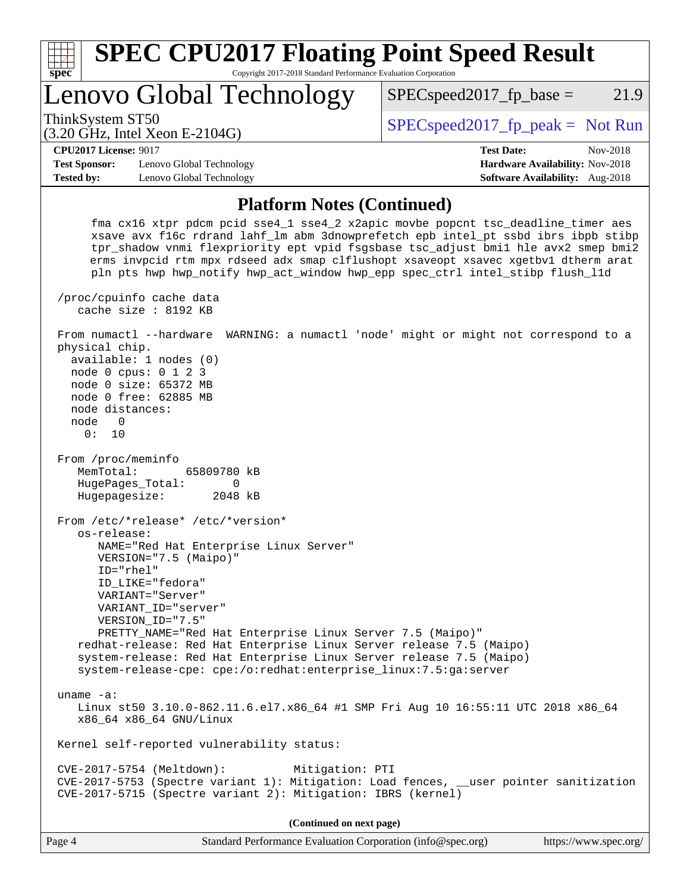## Platform Notes (Continued)

```
      fma cx16 xtpr pdcm pcid sse4_1 sse4_2 x2apic movbe popcnt tsc_deadline_timer aes
      xsave avx f16c rdrand lahf_lm abm 3dnowprefetch epb intel_pt ssbd ibrs ibpb stibp
      tpr_shadow vnmi flexpriority ept vpid fsgsbase tsc_adjust bmi1 hle avx2 smep bmi2
      erms invpcid rtm mpx rdseed adx smap clflushopt xsaveopt xsavec xgetbv1 dtherm arat
      pln pts hwp hwp_notify hwp_act_window hwp_epp spec_ctrl intel_stibp flush_l1d

 /proc/cpuinfo cache data
    cache size : 8192 KB

 From numactl --hardware  WARNING: a numactl 'node' might or might not correspond to a
 physical chip.
   available: 1 nodes (0)
   node 0 cpus: 0 1 2 3
   node 0 size: 65372 MB
   node 0 free: 62885 MB
   node distances:
   node   0
     0:  10

 From /proc/meminfo
    MemTotal:       65809780 kB
    HugePages_Total:       0
    Hugepagesize:       2048 kB

 From /etc/*release* /etc/*version*
    os-release:
       NAME="Red Hat Enterprise Linux Server"
       VERSION="7.5 (Maipo)"
       ID="rhel"
       ID_LIKE="fedora"
       VARIANT="Server"
       VARIANT_ID="server"
       VERSION_ID="7.5"
       PRETTY_NAME="Red Hat Enterprise Linux Server 7.5 (Maipo)"
    redhat-release: Red Hat Enterprise Linux Server release 7.5 (Maipo)
    system-release: Red Hat Enterprise Linux Server release 7.5 (Maipo)
    system-release-cpe: cpe:/o:redhat:enterprise_linux:7.5:ga:server

 uname -a:
    Linux st50 3.10.0-862.11.6.el7.x86_64 #1 SMP Fri Aug 10 16:55:11 UTC 2018 x86_64
    x86_64 x86_64 GNU/Linux

 Kernel self-reported vulnerability status:

 CVE-2017-5754 (Meltdown):          Mitigation: PTI
 CVE-2017-5753 (Spectre variant 1): Mitigation: Load fences, __user pointer sanitization
 CVE-2017-5715 (Spectre variant 2): Mitigation: IBRS (kernel)
```

**(Continued on next page)**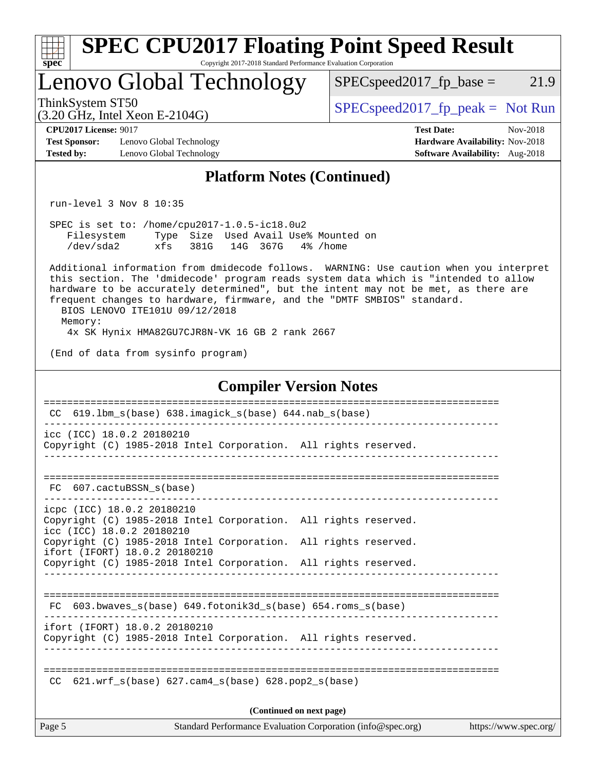## Platform Notes (Continued)

```
run-level 3 Nov 8 10:35

SPEC is set to: /home/cpu2017-1.0.5-ic18.0u2
   Filesystem     Type  Size  Used Avail Use% Mounted on
   /dev/sda2      xfs   381G   14G  367G   4% /home

Additional information from dmidecode follows.  WARNING: Use caution when you interpret
this section. The 'dmidecode' program reads system data which is "intended to allow
hardware to be accurately determined", but the intent may not be met, as there are
frequent changes to hardware, firmware, and the "DMTF SMBIOS" standard.
  BIOS LENOVO ITE101U 09/12/2018
  Memory:
   4x SK Hynix HMA82GU7CJR8N-VK 16 GB 2 rank 2667

(End of data from sysinfo program)
```

## Compiler Version Notes

```
==============================================================================
 CC  619.lbm_s(base) 638.imagick_s(base) 644.nab_s(base)
------------------------------------------------------------------------------
icc (ICC) 18.0.2 20180210
Copyright (C) 1985-2018 Intel Corporation.  All rights reserved.
------------------------------------------------------------------------------

==============================================================================
 FC  607.cactuBSSN_s(base)
------------------------------------------------------------------------------
icpc (ICC) 18.0.2 20180210
Copyright (C) 1985-2018 Intel Corporation.  All rights reserved.
icc (ICC) 18.0.2 20180210
Copyright (C) 1985-2018 Intel Corporation.  All rights reserved.
ifort (IFORT) 18.0.2 20180210
Copyright (C) 1985-2018 Intel Corporation.  All rights reserved.
------------------------------------------------------------------------------

==============================================================================
 FC  603.bwaves_s(base) 649.fotonik3d_s(base) 654.roms_s(base)
------------------------------------------------------------------------------
ifort (IFORT) 18.0.2 20180210
Copyright (C) 1985-2018 Intel Corporation.  All rights reserved.
------------------------------------------------------------------------------

==============================================================================
 CC  621.wrf_s(base) 627.cam4_s(base) 628.pop2_s(base)
```

(Continued on next page)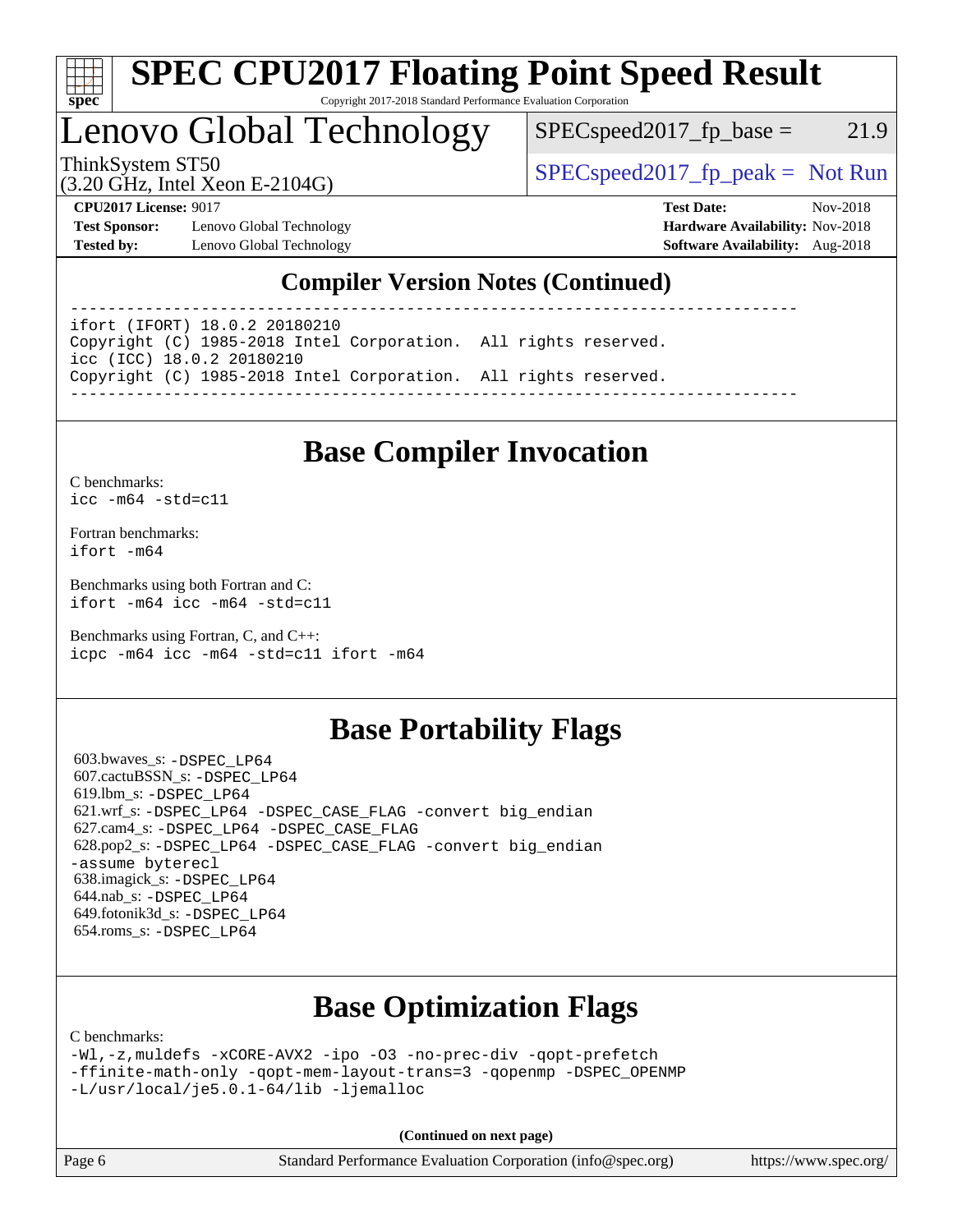## Compiler Version Notes (Continued)

```
------------------------------------------------------------------------------
ifort (IFORT) 18.0.2 20180210
Copyright (C) 1985-2018 Intel Corporation.  All rights reserved.
icc (ICC) 18.0.2 20180210
Copyright (C) 1985-2018 Intel Corporation.  All rights reserved.
------------------------------------------------------------------------------
```

## Base Compiler Invocation

C benchmarks:
`icc -m64 -std=c11`

Fortran benchmarks:
`ifort -m64`

Benchmarks using both Fortran and C:
`ifort -m64 icc -m64 -std=c11`

Benchmarks using Fortran, C, and C++:
`icpc -m64 icc -m64 -std=c11 ifort -m64`

## Base Portability Flags

603.bwaves_s: `-DSPEC_LP64`
607.cactuBSSN_s: `-DSPEC_LP64`
619.lbm_s: `-DSPEC_LP64`
621.wrf_s: `-DSPEC_LP64 -DSPEC_CASE_FLAG -convert big_endian`
627.cam4_s: `-DSPEC_LP64 -DSPEC_CASE_FLAG`
628.pop2_s: `-DSPEC_LP64 -DSPEC_CASE_FLAG -convert big_endian -assume byterecl`
638.imagick_s: `-DSPEC_LP64`
644.nab_s: `-DSPEC_LP64`
649.fotonik3d_s: `-DSPEC_LP64`
654.roms_s: `-DSPEC_LP64`

## Base Optimization Flags

C benchmarks:
`-Wl,-z,muldefs -xCORE-AVX2 -ipo -O3 -no-prec-div -qopt-prefetch -ffinite-math-only -qopt-mem-layout-trans=3 -qopenmp -DSPEC_OPENMP -L/usr/local/je5.0.1-64/lib -ljemalloc`

**(Continued on next page)**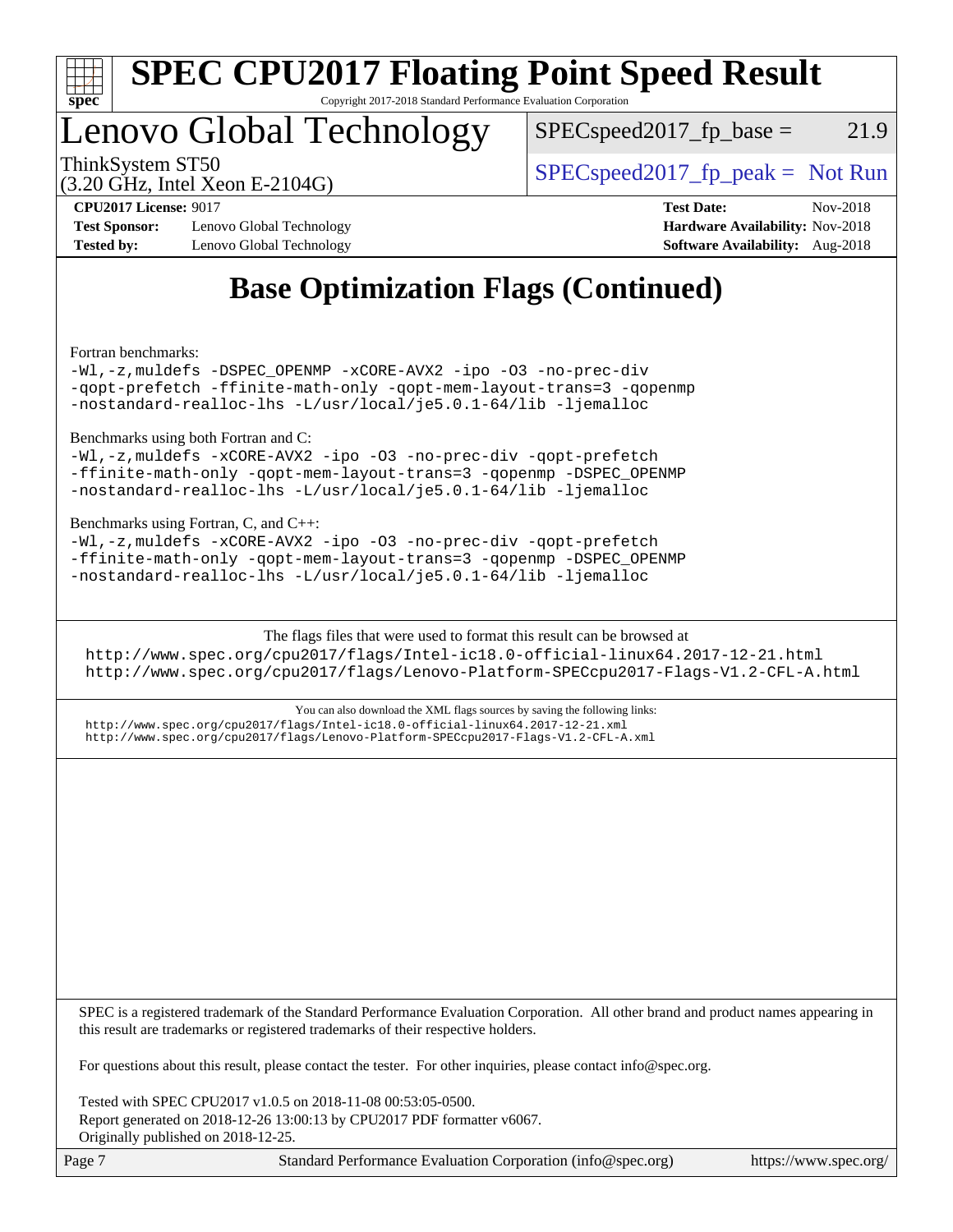# SPEC CPU2017 Floating Point Speed Result

Copyright 2017-2018 Standard Performance Evaluation Corporation

## Lenovo Global Technology

ThinkSystem ST50
(3.20 GHz, Intel Xeon E-2104G)

SPECspeed2017_fp_base = 21.9

SPECspeed2017_fp_peak = Not Run

**CPU2017 License:** 9017
**Test Sponsor:** Lenovo Global Technology
**Tested by:** Lenovo Global Technology

**Test Date:** Nov-2018
**Hardware Availability:** Nov-2018
**Software Availability:** Aug-2018

## Base Optimization Flags (Continued)

Fortran benchmarks:

```
-Wl,-z,muldefs -DSPEC_OPENMP -xCORE-AVX2 -ipo -O3 -no-prec-div
-qopt-prefetch -ffinite-math-only -qopt-mem-layout-trans=3 -qopenmp
-nostandard-realloc-lhs -L/usr/local/je5.0.1-64/lib -ljemalloc
```

Benchmarks using both Fortran and C:

```
-Wl,-z,muldefs -xCORE-AVX2 -ipo -O3 -no-prec-div -qopt-prefetch
-ffinite-math-only -qopt-mem-layout-trans=3 -qopenmp -DSPEC_OPENMP
-nostandard-realloc-lhs -L/usr/local/je5.0.1-64/lib -ljemalloc
```

Benchmarks using Fortran, C, and C++:

```
-Wl,-z,muldefs -xCORE-AVX2 -ipo -O3 -no-prec-div -qopt-prefetch
-ffinite-math-only -qopt-mem-layout-trans=3 -qopenmp -DSPEC_OPENMP
-nostandard-realloc-lhs -L/usr/local/je5.0.1-64/lib -ljemalloc
```

The flags files that were used to format this result can be browsed at

http://www.spec.org/cpu2017/flags/Intel-ic18.0-official-linux64.2017-12-21.html
http://www.spec.org/cpu2017/flags/Lenovo-Platform-SPECcpu2017-Flags-V1.2-CFL-A.html

You can also download the XML flags sources by saving the following links:

http://www.spec.org/cpu2017/flags/Intel-ic18.0-official-linux64.2017-12-21.xml
http://www.spec.org/cpu2017/flags/Lenovo-Platform-SPECcpu2017-Flags-V1.2-CFL-A.xml

SPEC is a registered trademark of the Standard Performance Evaluation Corporation. All other brand and product names appearing in this result are trademarks or registered trademarks of their respective holders.

For questions about this result, please contact the tester. For other inquiries, please contact info@spec.org.

Tested with SPEC CPU2017 v1.0.5 on 2018-11-08 00:53:05-0500.
Report generated on 2018-12-26 13:00:13 by CPU2017 PDF formatter v6067.
Originally published on 2018-12-25.